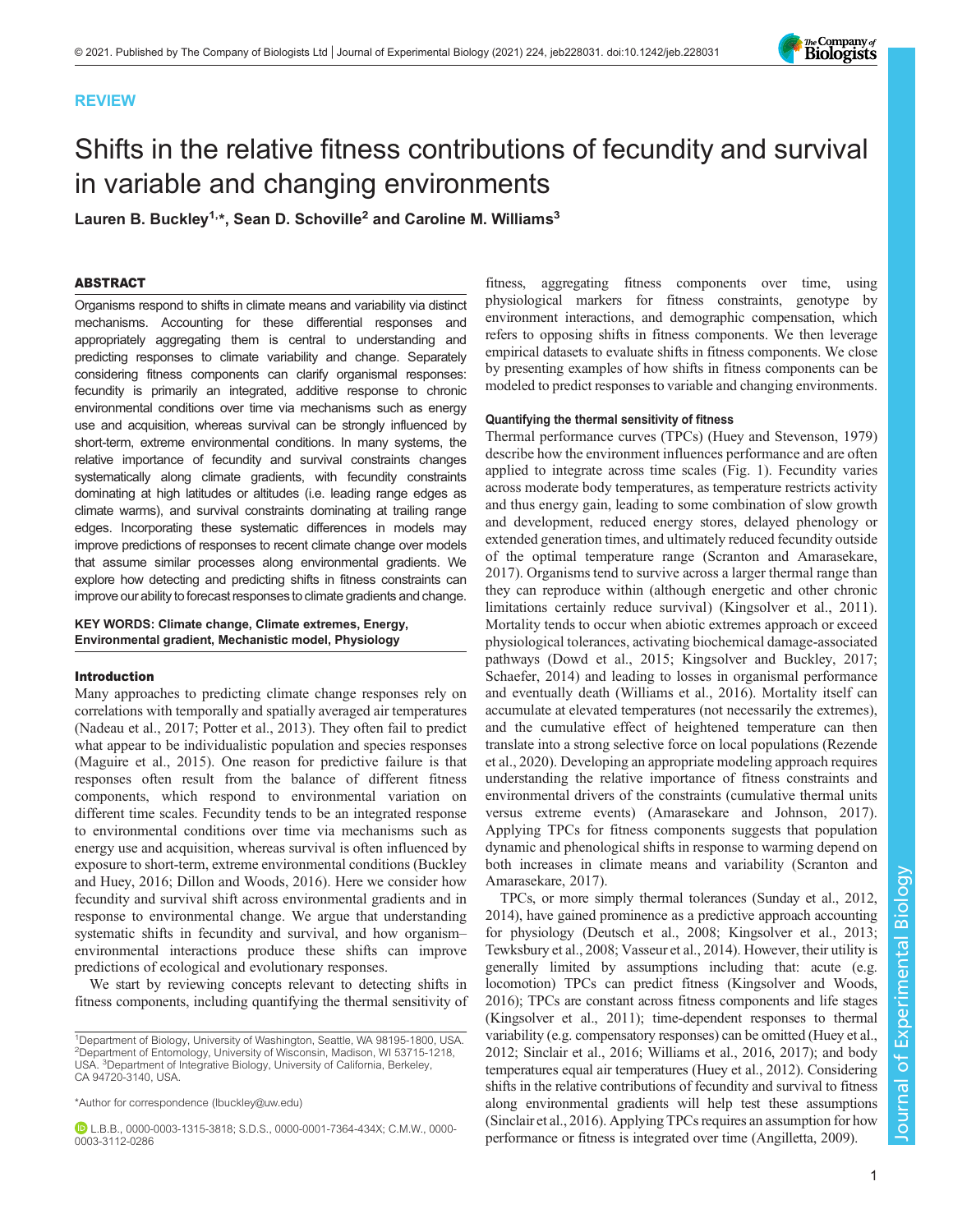REVIEW

# Shifts in the relative fitness contributions of fecundity and survival in variable and changing environments

Lauren B. Buckley[1,*], Sean D. Schoville[2] and Caroline M. Williams[3]

## ABSTRACT

Organisms respond to shifts in climate means and variability via distinct mechanisms. Accounting for these differential responses and appropriately aggregating them is central to understanding and predicting responses to climate variability and change. Separately considering fitness components can clarify organismal responses: fecundity is primarily an integrated, additive response to chronic environmental conditions over time via mechanisms such as energy use and acquisition, whereas survival can be strongly influenced by short-term, extreme environmental conditions. In many systems, the relative importance of fecundity and survival constraints changes systematically along climate gradients, with fecundity constraints dominating at high latitudes or altitudes (i.e. leading range edges as climate warms), and survival constraints dominating at trailing range edges. Incorporating these systematic differences in models may improve predictions of responses to recent climate change over models that assume similar processes along environmental gradients. We explore how detecting and predicting shifts in fitness constraints can improve our ability to forecast responses to climate gradients and change.

**KEY WORDS: Climate change, Climate extremes, Energy, Environmental gradient, Mechanistic model, Physiology**

## Introduction

Many approaches to predicting climate change responses rely on correlations with temporally and spatially averaged air temperatures (Nadeau et al., 2017; Potter et al., 2013). They often fail to predict what appear to be individualistic population and species responses (Maguire et al., 2015). One reason for predictive failure is that responses often result from the balance of different fitness components, which respond to environmental variation on different time scales. Fecundity tends to be an integrated response to environmental conditions over time via mechanisms such as energy use and acquisition, whereas survival is often influenced by exposure to short-term, extreme environmental conditions (Buckley and Huey, 2016; Dillon and Woods, 2016). Here we consider how fecundity and survival shift across environmental gradients and in response to environmental change. We argue that understanding systematic shifts in fecundity and survival, and how organism–environmental interactions produce these shifts can improve predictions of ecological and evolutionary responses.

We start by reviewing concepts relevant to detecting shifts in fitness components, including quantifying the thermal sensitivity of fitness, aggregating fitness components over time, using physiological markers for fitness constraints, genotype by environment interactions, and demographic compensation, which refers to opposing shifts in fitness components. We then leverage empirical datasets to evaluate shifts in fitness components. We close by presenting examples of how shifts in fitness components can be modeled to predict responses to variable and changing environments.

### Quantifying the thermal sensitivity of fitness

Thermal performance curves (TPCs) (Huey and Stevenson, 1979) describe how the environment influences performance and are often applied to integrate across time scales (Fig. 1). Fecundity varies across moderate body temperatures, as temperature restricts activity and thus energy gain, leading to some combination of slow growth and development, reduced energy stores, delayed phenology or extended generation times, and ultimately reduced fecundity outside of the optimal temperature range (Scranton and Amarasekare, 2017). Organisms tend to survive across a larger thermal range than they can reproduce within (although energetic and other chronic limitations certainly reduce survival) (Kingsolver et al., 2011). Mortality tends to occur when abiotic extremes approach or exceed physiological tolerances, activating biochemical damage-associated pathways (Dowd et al., 2015; Kingsolver and Buckley, 2017; Schaefer, 2014) and leading to losses in organismal performance and eventually death (Williams et al., 2016). Mortality itself can accumulate at elevated temperatures (not necessarily the extremes), and the cumulative effect of heightened temperature can then translate into a strong selective force on local populations (Rezende et al., 2020). Developing an appropriate modeling approach requires understanding the relative importance of fitness constraints and environmental drivers of the constraints (cumulative thermal units versus extreme events) (Amarasekare and Johnson, 2017). Applying TPCs for fitness components suggests that population dynamic and phenological shifts in response to warming depend on both increases in climate means and variability (Scranton and Amarasekare, 2017).

TPCs, or more simply thermal tolerances (Sunday et al., 2012, 2014), have gained prominence as a predictive approach accounting for physiology (Deutsch et al., 2008; Kingsolver et al., 2013; Tewksbury et al., 2008; Vasseur et al., 2014). However, their utility is generally limited by assumptions including that: acute (e.g. locomotion) TPCs can predict fitness (Kingsolver and Woods, 2016); TPCs are constant across fitness components and life stages (Kingsolver et al., 2011); time-dependent responses to thermal variability (e.g. compensatory responses) can be omitted (Huey et al., 2012; Sinclair et al., 2016; Williams et al., 2016, 2017); and body temperatures equal air temperatures (Huey et al., 2012). Considering shifts in the relative contributions of fecundity and survival to fitness along environmental gradients will help test these assumptions (Sinclair et al., 2016). Applying TPCs requires an assumption for how performance or fitness is integrated over time (Angilletta, 2009).

[1]Department of Biology, University of Washington, Seattle, WA 98195-1800, USA. [2]Department of Entomology, University of Wisconsin, Madison, WI 53715-1218, USA. [3]Department of Integrative Biology, University of California, Berkeley, CA 94720-3140, USA.

*Author for correspondence (lbuckley@uw.edu)

L.B.B., 0000-0003-1315-3818; S.D.S., 0000-0001-7364-434X; C.M.W., 0000-0003-3112-0286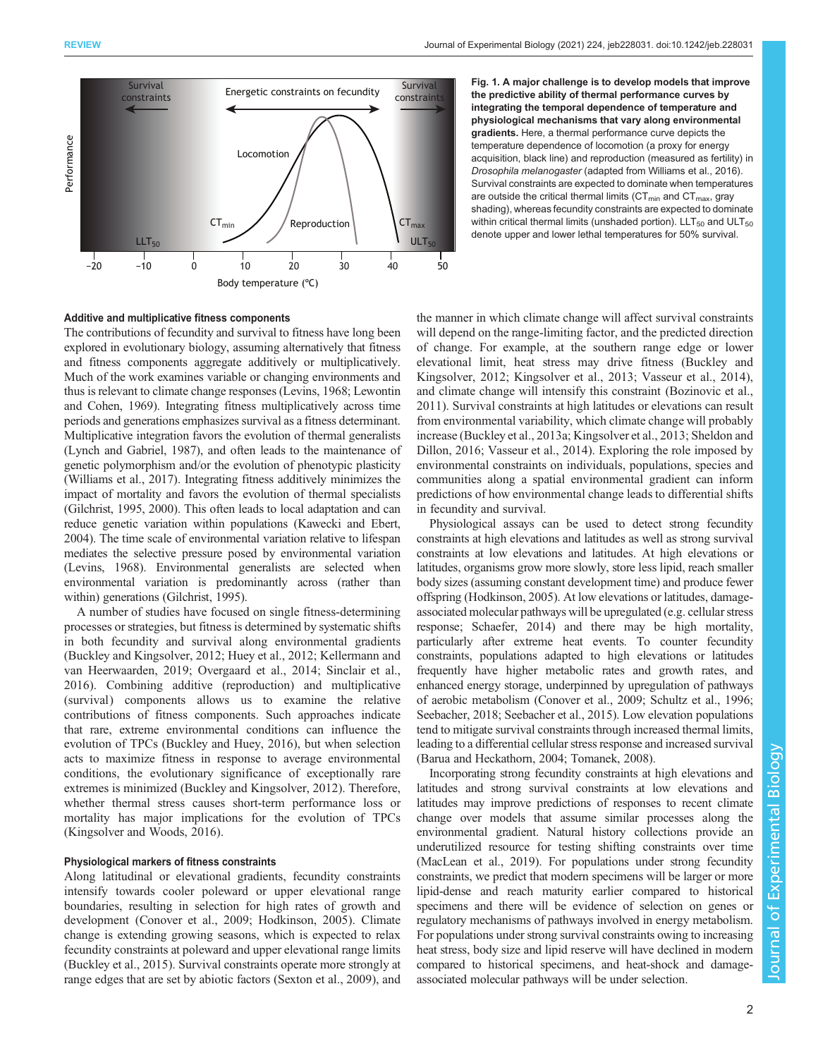**Fig. 1. A major challenge is to develop models that improve the predictive ability of thermal performance curves by integrating the temporal dependence of temperature and physiological mechanisms that vary along environmental gradients.** Here, a thermal performance curve depicts the temperature dependence of locomotion (a proxy for energy acquisition, black line) and reproduction (measured as fertility) in *Drosophila melanogaster* (adapted from Williams et al., 2016). Survival constraints are expected to dominate when temperatures are outside the critical thermal limits ($CT_{min}$ and $CT_{max}$, gray shading), whereas fecundity constraints are expected to dominate within critical thermal limits (unshaded portion). $LLT_{50}$ and $ULT_{50}$ denote upper and lower lethal temperatures for 50% survival.

### Additive and multiplicative fitness components

The contributions of fecundity and survival to fitness have long been explored in evolutionary biology, assuming alternatively that fitness and fitness components aggregate additively or multiplicatively. Much of the work examines variable or changing environments and thus is relevant to climate change responses (Levins, 1968; Lewontin and Cohen, 1969). Integrating fitness multiplicatively across time periods and generations emphasizes survival as a fitness determinant. Multiplicative integration favors the evolution of thermal generalists (Lynch and Gabriel, 1987), and often leads to the maintenance of genetic polymorphism and/or the evolution of phenotypic plasticity (Williams et al., 2017). Integrating fitness additively minimizes the impact of mortality and favors the evolution of thermal specialists (Gilchrist, 1995, 2000). This often leads to local adaptation and can reduce genetic variation within populations (Kawecki and Ebert, 2004). The time scale of environmental variation relative to lifespan mediates the selective pressure posed by environmental variation (Levins, 1968). Environmental generalists are selected when environmental variation is predominantly across (rather than within) generations (Gilchrist, 1995).

A number of studies have focused on single fitness-determining processes or strategies, but fitness is determined by systematic shifts in both fecundity and survival along environmental gradients (Buckley and Kingsolver, 2012; Huey et al., 2012; Kellermann and van Heerwaarden, 2019; Overgaard et al., 2014; Sinclair et al., 2016). Combining additive (reproduction) and multiplicative (survival) components allows us to examine the relative contributions of fitness components. Such approaches indicate that rare, extreme environmental conditions can influence the evolution of TPCs (Buckley and Huey, 2016), but when selection acts to maximize fitness in response to average environmental conditions, the evolutionary significance of exceptionally rare extremes is minimized (Buckley and Kingsolver, 2012). Therefore, whether thermal stress causes short-term performance loss or mortality has major implications for the evolution of TPCs (Kingsolver and Woods, 2016).

### Physiological markers of fitness constraints

Along latitudinal or elevational gradients, fecundity constraints intensify towards cooler poleward or upper elevational range boundaries, resulting in selection for high rates of growth and development (Conover et al., 2009; Hodkinson, 2005). Climate change is extending growing seasons, which is expected to relax fecundity constraints at poleward and upper elevational range limits (Buckley et al., 2015). Survival constraints operate more strongly at range edges that are set by abiotic factors (Sexton et al., 2009), and the manner in which climate change will affect survival constraints will depend on the range-limiting factor, and the predicted direction of change. For example, at the southern range edge or lower elevational limit, heat stress may drive fitness (Buckley and Kingsolver, 2012; Kingsolver et al., 2013; Vasseur et al., 2014), and climate change will intensify this constraint (Bozinovic et al., 2011). Survival constraints at high latitudes or elevations can result from environmental variability, which climate change will probably increase (Buckley et al., 2013a; Kingsolver et al., 2013; Sheldon and Dillon, 2016; Vasseur et al., 2014). Exploring the role imposed by environmental constraints on individuals, populations, species and communities along a spatial environmental gradient can inform predictions of how environmental change leads to differential shifts in fecundity and survival.

Physiological assays can be used to detect strong fecundity constraints at high elevations and latitudes as well as strong survival constraints at low elevations and latitudes. At high elevations or latitudes, organisms grow more slowly, store less lipid, reach smaller body sizes (assuming constant development time) and produce fewer offspring (Hodkinson, 2005). At low elevations or latitudes, damage-associated molecular pathways will be upregulated (e.g. cellular stress response; Schaefer, 2014) and there may be high mortality, particularly after extreme heat events. To counter fecundity constraints, populations adapted to high elevations or latitudes frequently have higher metabolic rates and growth rates, and enhanced energy storage, underpinned by upregulation of pathways of aerobic metabolism (Conover et al., 2009; Schultz et al., 1996; Seebacher, 2018; Seebacher et al., 2015). Low elevation populations tend to mitigate survival constraints through increased thermal limits, leading to a differential cellular stress response and increased survival (Barua and Heckathorn, 2004; Tomanek, 2008).

Incorporating strong fecundity constraints at high elevations and latitudes and strong survival constraints at low elevations and latitudes may improve predictions of responses to recent climate change over models that assume similar processes along the environmental gradient. Natural history collections provide an underutilized resource for testing shifting constraints over time (MacLean et al., 2019). For populations under strong fecundity constraints, we predict that modern specimens will be larger or more lipid-dense and reach maturity earlier compared to historical specimens and there will be evidence of selection on genes or regulatory mechanisms of pathways involved in energy metabolism. For populations under strong survival constraints owing to increasing heat stress, body size and lipid reserve will have declined in modern compared to historical specimens, and heat-shock and damage-associated molecular pathways will be under selection.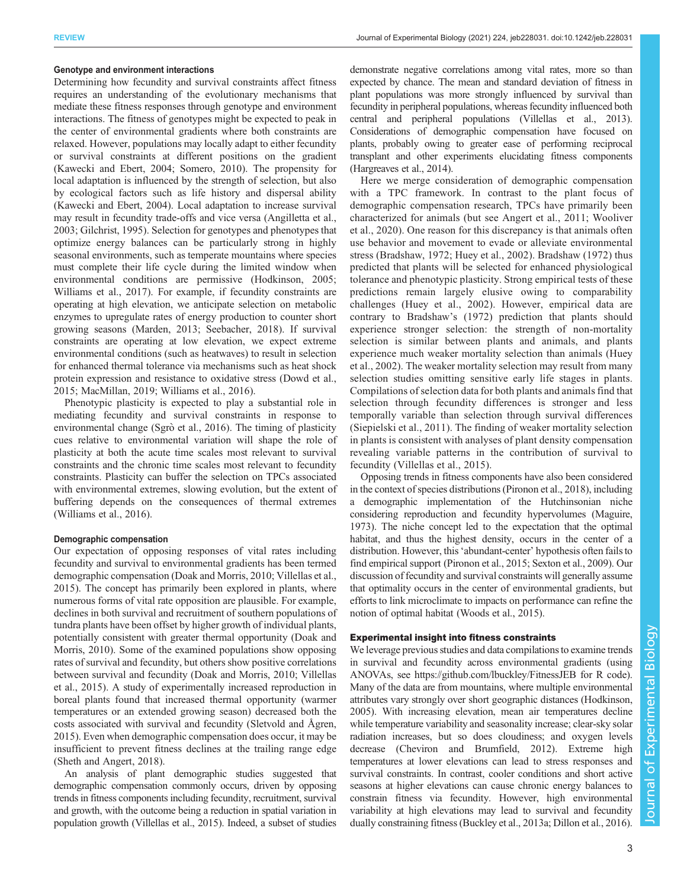#### Genotype and environment interactions

Determining how fecundity and survival constraints affect fitness requires an understanding of the evolutionary mechanisms that mediate these fitness responses through genotype and environment interactions. The fitness of genotypes might be expected to peak in the center of environmental gradients where both constraints are relaxed. However, populations may locally adapt to either fecundity or survival constraints at different positions on the gradient (Kawecki and Ebert, 2004; Somero, 2010). The propensity for local adaptation is influenced by the strength of selection, but also by ecological factors such as life history and dispersal ability (Kawecki and Ebert, 2004). Local adaptation to increase survival may result in fecundity trade-offs and vice versa (Angilletta et al., 2003; Gilchrist, 1995). Selection for genotypes and phenotypes that optimize energy balances can be particularly strong in highly seasonal environments, such as temperate mountains where species must complete their life cycle during the limited window when environmental conditions are permissive (Hodkinson, 2005; Williams et al., 2017). For example, if fecundity constraints are operating at high elevation, we anticipate selection on metabolic enzymes to upregulate rates of energy production to counter short growing seasons (Marden, 2013; Seebacher, 2018). If survival constraints are operating at low elevation, we expect extreme environmental conditions (such as heatwaves) to result in selection for enhanced thermal tolerance via mechanisms such as heat shock protein expression and resistance to oxidative stress (Dowd et al., 2015; MacMillan, 2019; Williams et al., 2016).

Phenotypic plasticity is expected to play a substantial role in mediating fecundity and survival constraints in response to environmental change (Sgrò et al., 2016). The timing of plasticity cues relative to environmental variation will shape the role of plasticity at both the acute time scales most relevant to survival constraints and the chronic time scales most relevant to fecundity constraints. Plasticity can buffer the selection on TPCs associated with environmental extremes, slowing evolution, but the extent of buffering depends on the consequences of thermal extremes (Williams et al., 2016).

#### Demographic compensation

Our expectation of opposing responses of vital rates including fecundity and survival to environmental gradients has been termed demographic compensation (Doak and Morris, 2010; Villellas et al., 2015). The concept has primarily been explored in plants, where numerous forms of vital rate opposition are plausible. For example, declines in both survival and recruitment of southern populations of tundra plants have been offset by higher growth of individual plants, potentially consistent with greater thermal opportunity (Doak and Morris, 2010). Some of the examined populations show opposing rates of survival and fecundity, but others show positive correlations between survival and fecundity (Doak and Morris, 2010; Villellas et al., 2015). A study of experimentally increased reproduction in boreal plants found that increased thermal opportunity (warmer temperatures or an extended growing season) decreased both the costs associated with survival and fecundity (Sletvold and Ågren, 2015). Even when demographic compensation does occur, it may be insufficient to prevent fitness declines at the trailing range edge (Sheth and Angert, 2018).

An analysis of plant demographic studies suggested that demographic compensation commonly occurs, driven by opposing trends in fitness components including fecundity, recruitment, survival and growth, with the outcome being a reduction in spatial variation in population growth (Villellas et al., 2015). Indeed, a subset of studies demonstrate negative correlations among vital rates, more so than expected by chance. The mean and standard deviation of fitness in plant populations was more strongly influenced by survival than fecundity in peripheral populations, whereas fecundity influenced both central and peripheral populations (Villellas et al., 2013). Considerations of demographic compensation have focused on plants, probably owing to greater ease of performing reciprocal transplant and other experiments elucidating fitness components (Hargreaves et al., 2014).

Here we merge consideration of demographic compensation with a TPC framework. In contrast to the plant focus of demographic compensation research, TPCs have primarily been characterized for animals (but see Angert et al., 2011; Wooliver et al., 2020). One reason for this discrepancy is that animals often use behavior and movement to evade or alleviate environmental stress (Bradshaw, 1972; Huey et al., 2002). Bradshaw (1972) thus predicted that plants will be selected for enhanced physiological tolerance and phenotypic plasticity. Strong empirical tests of these predictions remain largely elusive owing to comparability challenges (Huey et al., 2002). However, empirical data are contrary to Bradshaw's (1972) prediction that plants should experience stronger selection: the strength of non-mortality selection is similar between plants and animals, and plants experience much weaker mortality selection than animals (Huey et al., 2002). The weaker mortality selection may result from many selection studies omitting sensitive early life stages in plants. Compilations of selection data for both plants and animals find that selection through fecundity differences is stronger and less temporally variable than selection through survival differences (Siepielski et al., 2011). The finding of weaker mortality selection in plants is consistent with analyses of plant density compensation revealing variable patterns in the contribution of survival to fecundity (Villellas et al., 2015).

Opposing trends in fitness components have also been considered in the context of species distributions (Pironon et al., 2018), including a demographic implementation of the Hutchinsonian niche considering reproduction and fecundity hypervolumes (Maguire, 1973). The niche concept led to the expectation that the optimal habitat, and thus the highest density, occurs in the center of a distribution. However, this 'abundant-center' hypothesis often fails to find empirical support (Pironon et al., 2015; Sexton et al., 2009). Our discussion of fecundity and survival constraints will generally assume that optimality occurs in the center of environmental gradients, but efforts to link microclimate to impacts on performance can refine the notion of optimal habitat (Woods et al., 2015).

### Experimental insight into fitness constraints

We leverage previous studies and data compilations to examine trends in survival and fecundity across environmental gradients (using ANOVAs, see https://github.com/lbuckley/FitnessJEB for R code). Many of the data are from mountains, where multiple environmental attributes vary strongly over short geographic distances (Hodkinson, 2005). With increasing elevation, mean air temperatures decline while temperature variability and seasonality increase; clear-sky solar radiation increases, but so does cloudiness; and oxygen levels decrease (Cheviron and Brumfield, 2012). Extreme high temperatures at lower elevations can lead to stress responses and survival constraints. In contrast, cooler conditions and short active seasons at higher elevations can cause chronic energy balances to constrain fitness via fecundity. However, high environmental variability at high elevations may lead to survival and fecundity dually constraining fitness (Buckley et al., 2013a; Dillon et al., 2016).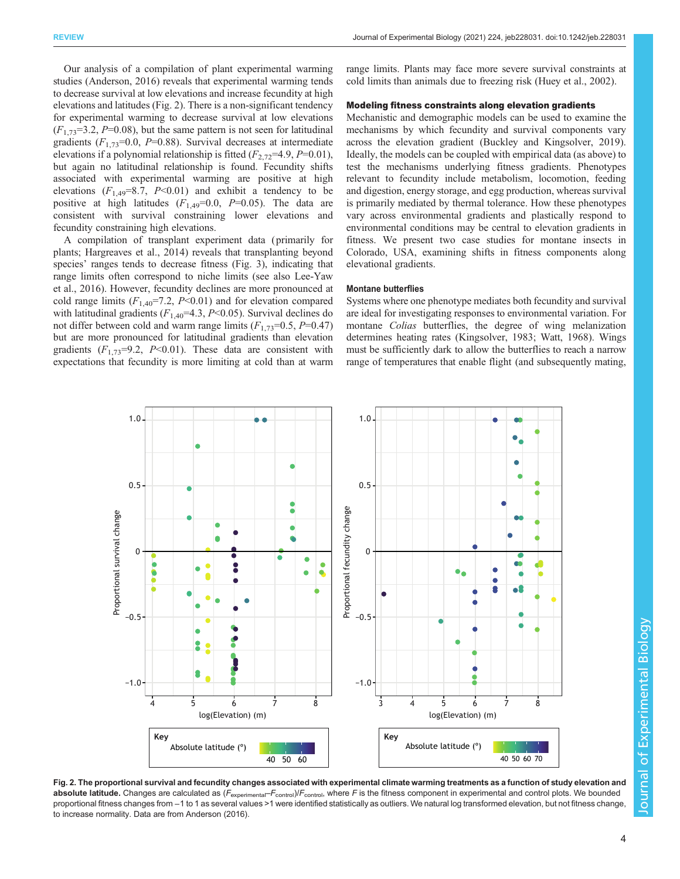Our analysis of a compilation of plant experimental warming studies (Anderson, 2016) reveals that experimental warming tends to decrease survival at low elevations and increase fecundity at high elevations and latitudes (Fig. 2). There is a non-significant tendency for experimental warming to decrease survival at low elevations ($F_{1,73}$=3.2, $P$=0.08), but the same pattern is not seen for latitudinal gradients ($F_{1,73}$=0.0, $P$=0.88). Survival decreases at intermediate elevations if a polynomial relationship is fitted ($F_{2,72}$=4.9, $P$=0.01), but again no latitudinal relationship is found. Fecundity shifts associated with experimental warming are positive at high elevations ($F_{1,49}$=8.7, $P$<0.01) and exhibit a tendency to be positive at high latitudes ($F_{1,49}$=0.0, $P$=0.05). The data are consistent with survival constraining lower elevations and fecundity constraining high elevations.

A compilation of transplant experiment data (primarily for plants; Hargreaves et al., 2014) reveals that transplanting beyond species' ranges tends to decrease fitness (Fig. 3), indicating that range limits often correspond to niche limits (see also Lee-Yaw et al., 2016). However, fecundity declines are more pronounced at cold range limits ($F_{1,40}$=7.2, $P$<0.01) and for elevation compared with latitudinal gradients ($F_{1,40}$=4.3, $P$<0.05). Survival declines do not differ between cold and warm range limits ($F_{1,73}$=0.5, $P$=0.47) but are more pronounced for latitudinal gradients than elevation gradients ($F_{1,73}$=9.2, $P$<0.01). These data are consistent with expectations that fecundity is more limiting at cold than at warm range limits. Plants may face more severe survival constraints at cold limits than animals due to freezing risk (Huey et al., 2002).

### Modeling fitness constraints along elevation gradients

Mechanistic and demographic models can be used to examine the mechanisms by which fecundity and survival components vary across the elevation gradient (Buckley and Kingsolver, 2019). Ideally, the models can be coupled with empirical data (as above) to test the mechanisms underlying fitness gradients. Phenotypes relevant to fecundity include metabolism, locomotion, feeding and digestion, energy storage, and egg production, whereas survival is primarily mediated by thermal tolerance. How these phenotypes vary across environmental gradients and plastically respond to environmental conditions may be central to elevation gradients in fitness. We present two case studies for montane insects in Colorado, USA, examining shifts in fitness components along elevational gradients.

#### Montane butterflies

Systems where one phenotype mediates both fecundity and survival are ideal for investigating responses to environmental variation. For montane *Colias* butterflies, the degree of wing melanization determines heating rates (Kingsolver, 1983; Watt, 1968). Wings must be sufficiently dark to allow the butterflies to reach a narrow range of temperatures that enable flight (and subsequently mating,

**Fig. 2. The proportional survival and fecundity changes associated with experimental climate warming treatments as a function of study elevation and absolute latitude.** Changes are calculated as ($F_{experimental}$–$F_{control}$)/$F_{control}$, where $F$ is the fitness component in experimental and control plots. We bounded proportional fitness changes from −1 to 1 as several values >1 were identified statistically as outliers. We natural log transformed elevation, but not fitness change, to increase normality. Data are from Anderson (2016).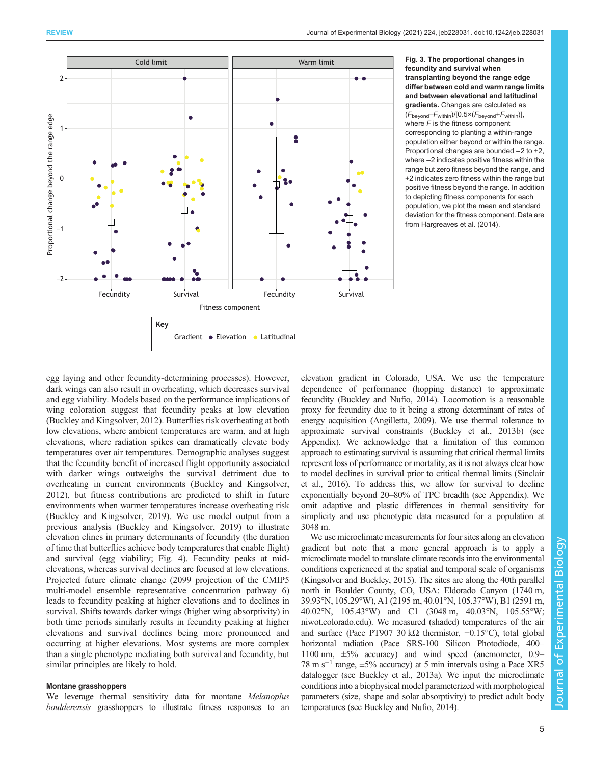**Fig. 3. The proportional changes in fecundity and survival when transplanting beyond the range edge differ between cold and warm range limits and between elevational and latitudinal gradients.** Changes are calculated as $(F_{beyond}-F_{within})/[0.5\times(F_{beyond}+F_{within})]$, where $F$ is the fitness component corresponding to planting a within-range population either beyond or within the range. Proportional changes are bounded −2 to +2, where −2 indicates positive fitness within the range but zero fitness beyond the range, and +2 indicates zero fitness within the range but positive fitness beyond the range. In addition to depicting fitness components for each population, we plot the mean and standard deviation for the fitness component. Data are from Hargreaves et al. (2014).

egg laying and other fecundity-determining processes). However, dark wings can also result in overheating, which decreases survival and egg viability. Models based on the performance implications of wing coloration suggest that fecundity peaks at low elevation (Buckley and Kingsolver, 2012). Butterflies risk overheating at both low elevations, where ambient temperatures are warm, and at high elevations, where radiation spikes can dramatically elevate body temperatures over air temperatures. Demographic analyses suggest that the fecundity benefit of increased flight opportunity associated with darker wings outweighs the survival detriment due to overheating in current environments (Buckley and Kingsolver, 2012), but fitness contributions are predicted to shift in future environments when warmer temperatures increase overheating risk (Buckley and Kingsolver, 2019). We use model output from a previous analysis (Buckley and Kingsolver, 2019) to illustrate elevation clines in primary determinants of fecundity (the duration of time that butterflies achieve body temperatures that enable flight) and survival (egg viability; Fig. 4). Fecundity peaks at mid-elevations, whereas survival declines are focused at low elevations. Projected future climate change (2099 projection of the CMIP5 multi-model ensemble representative concentration pathway 6) leads to fecundity peaking at higher elevations and to declines in survival. Shifts towards darker wings (higher wing absorptivity) in both time periods similarly results in fecundity peaking at higher elevations and survival declines being more pronounced and occurring at higher elevations. Most systems are more complex than a single phenotype mediating both survival and fecundity, but similar principles are likely to hold.

### Montane grasshoppers

We leverage thermal sensitivity data for montane *Melanoplus boulderensis* grasshoppers to illustrate fitness responses to an elevation gradient in Colorado, USA. We use the temperature dependence of performance (hopping distance) to approximate fecundity (Buckley and Nufio, 2014). Locomotion is a reasonable proxy for fecundity due to it being a strong determinant of rates of energy acquisition (Angilletta, 2009). We use thermal tolerance to approximate survival constraints (Buckley et al., 2013b) (see Appendix). We acknowledge that a limitation of this common approach to estimating survival is assuming that critical thermal limits represent loss of performance or mortality, as it is not always clear how to model declines in survival prior to critical thermal limits (Sinclair et al., 2016). To address this, we allow for survival to decline exponentially beyond 20–80% of TPC breadth (see Appendix). We omit adaptive and plastic differences in thermal sensitivity for simplicity and use phenotypic data measured for a population at 3048 m.

We use microclimate measurements for four sites along an elevation gradient but note that a more general approach is to apply a microclimate model to translate climate records into the environmental conditions experienced at the spatial and temporal scale of organisms (Kingsolver and Buckley, 2015). The sites are along the 40th parallel north in Boulder County, CO, USA: Eldorado Canyon (1740 m, 39.93°N, 105.29°W), A1 (2195 m, 40.01°N, 105.37°W), B1 (2591 m, 40.02°N, 105.43°W) and C1 (3048 m, 40.03°N, 105.55°W; niwot.colorado.edu). We measured (shaded) temperatures of the air and surface (Pace PT907 30 kΩ thermistor, ±0.15°C), total global horizontal radiation (Pace SRS-100 Silicon Photodiode, 400–1100 nm, ±5% accuracy) and wind speed (anemometer, 0.9–78 m s$^{-1}$ range, ±5% accuracy) at 5 min intervals using a Pace XR5 datalogger (see Buckley et al., 2013a). We input the microclimate conditions into a biophysical model parameterized with morphological parameters (size, shape and solar absorptivity) to predict adult body temperatures (see Buckley and Nufio, 2014).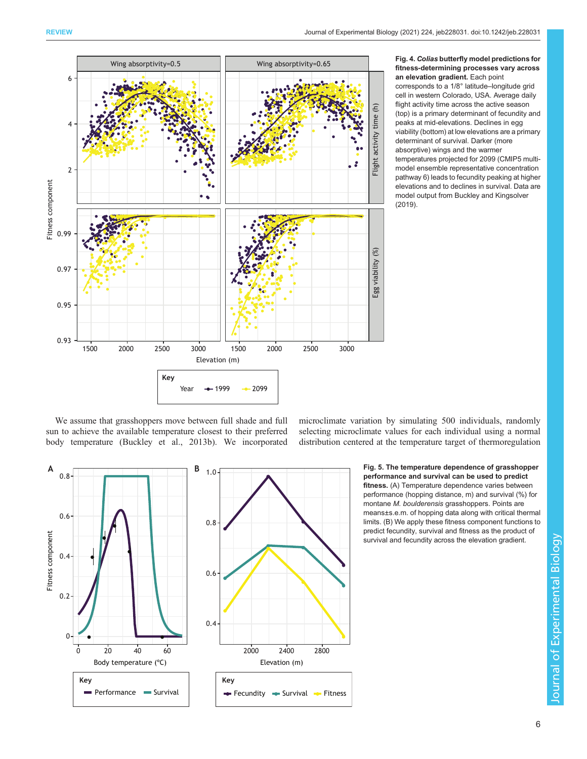**Fig. 4. *Colias* butterfly model predictions for fitness-determining processes vary across an elevation gradient.** Each point corresponds to a 1/8° latitude–longitude grid cell in western Colorado, USA. Average daily flight activity time across the active season (top) is a primary determinant of fecundity and peaks at mid-elevations. Declines in egg viability (bottom) at low elevations are a primary determinant of survival. Darker (more absorptive) wings and the warmer temperatures projected for 2099 (CMIP5 multi-model ensemble representative concentration pathway 6) leads to fecundity peaking at higher elevations and to declines in survival. Data are model output from Buckley and Kingsolver (2019).

We assume that grasshoppers move between full shade and full sun to achieve the available temperature closest to their preferred body temperature (Buckley et al., 2013b). We incorporated microclimate variation by simulating 500 individuals, randomly selecting microclimate values for each individual using a normal distribution centered at the temperature target of thermoregulation

**Fig. 5. The temperature dependence of grasshopper performance and survival can be used to predict fitness.** (A) Temperature dependence varies between performance (hopping distance, m) and survival (%) for montane *M. boulderensis* grasshoppers. Points are means±s.e.m. of hopping data along with critical thermal limits. (B) We apply these fitness component functions to predict fecundity, survival and fitness as the product of survival and fecundity across the elevation gradient.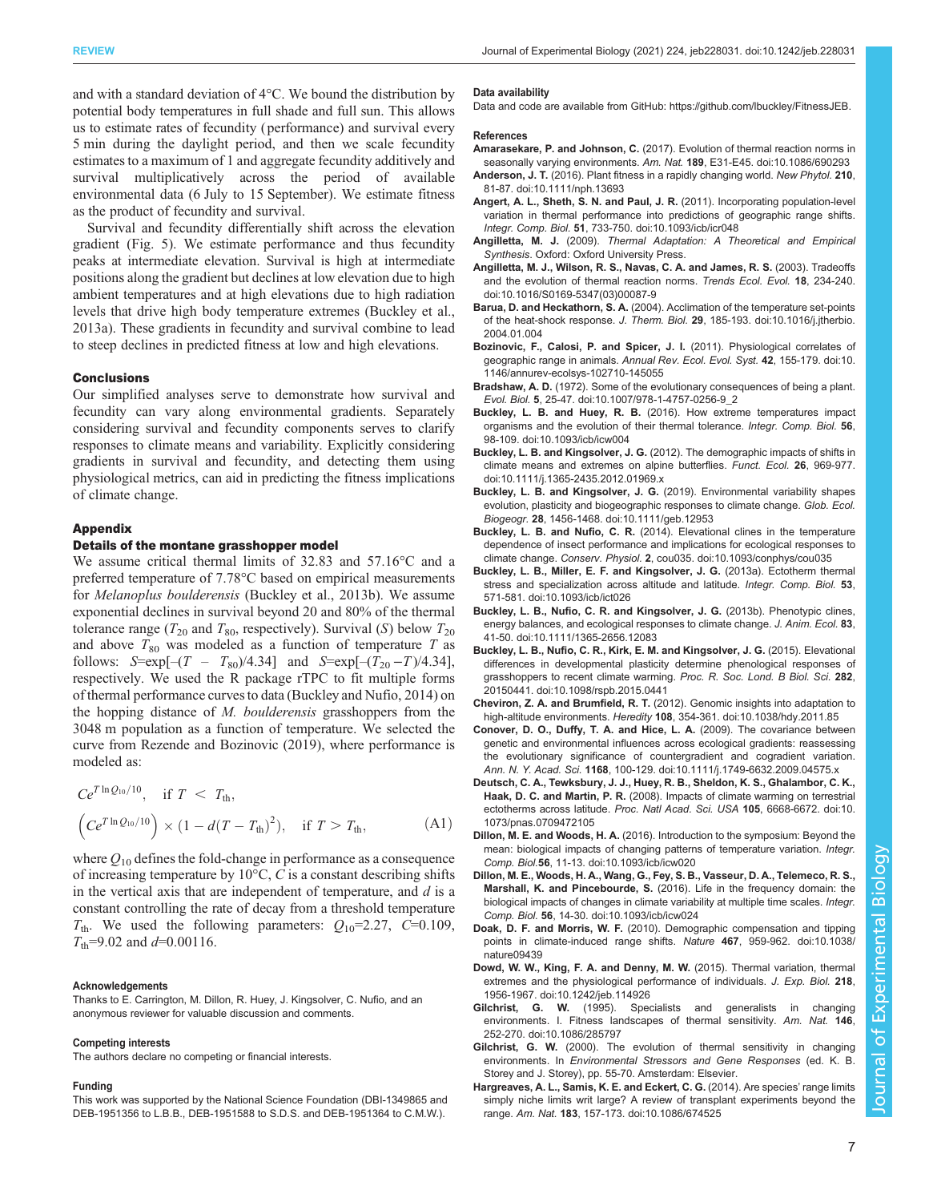and with a standard deviation of 4°C. We bound the distribution by potential body temperatures in full shade and full sun. This allows us to estimate rates of fecundity (performance) and survival every 5 min during the daylight period, and then we scale fecundity estimates to a maximum of 1 and aggregate fecundity additively and survival multiplicatively across the period of available environmental data (6 July to 15 September). We estimate fitness as the product of fecundity and survival.

Survival and fecundity differentially shift across the elevation gradient (Fig. 5). We estimate performance and thus fecundity peaks at intermediate elevation. Survival is high at intermediate positions along the gradient but declines at low elevation due to high ambient temperatures and at high elevations due to high radiation levels that drive high body temperature extremes (Buckley et al., 2013a). These gradients in fecundity and survival combine to lead to steep declines in predicted fitness at low and high elevations.

## Conclusions

Our simplified analyses serve to demonstrate how survival and fecundity can vary along environmental gradients. Separately considering survival and fecundity components serves to clarify responses to climate means and variability. Explicitly considering gradients in survival and fecundity, and detecting them using physiological metrics, can aid in predicting the fitness implications of climate change.

## Appendix

### Details of the montane grasshopper model

We assume critical thermal limits of 32.83 and 57.16°C and a preferred temperature of 7.78°C based on empirical measurements for *Melanoplus boulderensis* (Buckley et al., 2013b). We assume exponential declines in survival beyond 20 and 80% of the thermal tolerance range ($T_{20}$ and $T_{80}$, respectively). Survival ($S$) below $T_{20}$ and above $T_{80}$ was modeled as a function of temperature $T$ as follows: $S$=exp[−($T$ − $T_{80}$)/4.34] and $S$=exp[−($T_{20}$ −$T$)/4.34], respectively. We used the R package rTPC to fit multiple forms of thermal performance curves to data (Buckley and Nufio, 2014) on the hopping distance of *M. boulderensis* grasshoppers from the 3048 m population as a function of temperature. We selected the curve from Rezende and Bozinovic (2019), where performance is modeled as:

$$
\begin{aligned}
&Ce^{T\ln Q_{10}/10}, \quad \text{if } T < T_{\text{th}}, \\
&\left(Ce^{T\ln Q_{10}/10}\right) \times (1 - d(T - T_{\text{th}})^2), \quad \text{if } T > T_{\text{th}},
\end{aligned}
\tag{A1}
$$

where $Q_{10}$ defines the fold-change in performance as a consequence of increasing temperature by 10°C, $C$ is a constant describing shifts in the vertical axis that are independent of temperature, and $d$ is a constant controlling the rate of decay from a threshold temperature $T_{\text{th}}$. We used the following parameters: $Q_{10}$=2.27, $C$=0.109, $T_{\text{th}}$=9.02 and $d$=0.00116.

#### Acknowledgements

Thanks to E. Carrington, M. Dillon, R. Huey, J. Kingsolver, C. Nufio, and an anonymous reviewer for valuable discussion and comments.

#### Competing interests

The authors declare no competing or financial interests.

#### Funding

This work was supported by the National Science Foundation (DBI-1349865 and DEB-1951356 to L.B.B., DEB-1951588 to S.D.S. and DEB-1951364 to C.M.W.).

#### Data availability

Data and code are available from GitHub: https://github.com/lbuckley/FitnessJEB.

#### References

**Amarasekare, P. and Johnson, C.** (2017). Evolution of thermal reaction norms in seasonally varying environments. *Am. Nat.* **189**, E31-E45. doi:10.1086/690293

**Anderson, J. T.** (2016). Plant fitness in a rapidly changing world. *New Phytol.* **210**, 81-87. doi:10.1111/nph.13693

**Angert, A. L., Sheth, S. N. and Paul, J. R.** (2011). Incorporating population-level variation in thermal performance into predictions of geographic range shifts. *Integr. Comp. Biol.* **51**, 733-750. doi:10.1093/icb/icr048

**Angilletta, M. J.** (2009). *Thermal Adaptation: A Theoretical and Empirical Synthesis*. Oxford: Oxford University Press.

**Angilletta, M. J., Wilson, R. S., Navas, C. A. and James, R. S.** (2003). Tradeoffs and the evolution of thermal reaction norms. *Trends Ecol. Evol.* **18**, 234-240. doi:10.1016/S0169-5347(03)00087-9

**Barua, D. and Heckathorn, S. A.** (2004). Acclimation of the temperature set-points of the heat-shock response. *J. Therm. Biol.* **29**, 185-193. doi:10.1016/j.jtherbio.2004.01.004

**Bozinovic, F., Calosi, P. and Spicer, J. I.** (2011). Physiological correlates of geographic range in animals. *Annual Rev. Ecol. Evol. Syst.* **42**, 155-179. doi:10.1146/annurev-ecolsys-102710-145055

**Bradshaw, A. D.** (1972). Some of the evolutionary consequences of being a plant. *Evol. Biol.* **5**, 25-47. doi:10.1007/978-1-4757-0256-9_2

**Buckley, L. B. and Huey, R. B.** (2016). How extreme temperatures impact organisms and the evolution of their thermal tolerance. *Integr. Comp. Biol.* **56**, 98-109. doi:10.1093/icb/icw004

**Buckley, L. B. and Kingsolver, J. G.** (2012). The demographic impacts of shifts in climate means and extremes on alpine butterflies. *Funct. Ecol.* **26**, 969-977. doi:10.1111/j.1365-2435.2012.01969.x

**Buckley, L. B. and Kingsolver, J. G.** (2019). Environmental variability shapes evolution, plasticity and biogeographic responses to climate change. *Glob. Ecol. Biogeogr.* **28**, 1456-1468. doi:10.1111/geb.12953

**Buckley, L. B. and Nufio, C. R.** (2014). Elevational clines in the temperature dependence of insect performance and implications for ecological responses to climate change. *Conserv. Physiol.* **2**, cou035. doi:10.1093/conphys/cou035

**Buckley, L. B., Miller, E. F. and Kingsolver, J. G.** (2013a). Ectotherm thermal stress and specialization across altitude and latitude. *Integr. Comp. Biol.* **53**, 571-581. doi:10.1093/icb/ict026

**Buckley, L. B., Nufio, C. R. and Kingsolver, J. G.** (2013b). Phenotypic clines, energy balances, and ecological responses to climate change. *J. Anim. Ecol.* **83**, 41-50. doi:10.1111/1365-2656.12083

**Buckley, L. B., Nufio, C. R., Kirk, E. M. and Kingsolver, J. G.** (2015). Elevational differences in developmental plasticity determine phenological responses of grasshoppers to recent climate warming. *Proc. R. Soc. Lond. B Biol. Sci.* **282**, 20150441. doi:10.1098/rspb.2015.0441

**Cheviron, Z. A. and Brumfield, R. T.** (2012). Genomic insights into adaptation to high-altitude environments. *Heredity* **108**, 354-361. doi:10.1038/hdy.2011.85

**Conover, D. O., Duffy, T. A. and Hice, L. A.** (2009). The covariance between genetic and environmental influences across ecological gradients: reassessing the evolutionary significance of countergradient and cogradient variation. *Ann. N. Y. Acad. Sci.* **1168**, 100-129. doi:10.1111/j.1749-6632.2009.04575.x

**Deutsch, C. A., Tewksbury, J. J., Huey, R. B., Sheldon, K. S., Ghalambor, C. K., Haak, D. C. and Martin, P. R.** (2008). Impacts of climate warming on terrestrial ectotherms across latitude. *Proc. Natl Acad. Sci. USA* **105**, 6668-6672. doi:10.1073/pnas.0709472105

**Dillon, M. E. and Woods, H. A.** (2016). Introduction to the symposium: Beyond the mean: biological impacts of changing patterns of temperature variation. *Integr. Comp. Biol.* **56**, 11-13. doi:10.1093/icb/icw020

**Dillon, M. E., Woods, H. A., Wang, G., Fey, S. B., Vasseur, D. A., Telemeco, R. S., Marshall, K. and Pincebourde, S.** (2016). Life in the frequency domain: the biological impacts of changes in climate variability at multiple time scales. *Integr. Comp. Biol.* **56**, 14-30. doi:10.1093/icb/icw024

**Doak, D. F. and Morris, W. F.** (2010). Demographic compensation and tipping points in climate-induced range shifts. *Nature* **467**, 959-962. doi:10.1038/nature09439

**Dowd, W. W., King, F. A. and Denny, M. W.** (2015). Thermal variation, thermal extremes and the physiological performance of individuals. *J. Exp. Biol.* **218**, 1956-1967. doi:10.1242/jeb.114926

**Gilchrist, G. W.** (1995). Specialists and generalists in changing environments. I. Fitness landscapes of thermal sensitivity. *Am. Nat.* **146**, 252-270. doi:10.1086/285797

**Gilchrist, G. W.** (2000). The evolution of thermal sensitivity in changing environments. In *Environmental Stressors and Gene Responses* (ed. K. B. Storey and J. Storey), pp. 55-70. Amsterdam: Elsevier.

**Hargreaves, A. L., Samis, K. E. and Eckert, C. G.** (2014). Are species' range limits simply niche limits writ large? A review of transplant experiments beyond the range. *Am. Nat.* **183**, 157-173. doi:10.1086/674525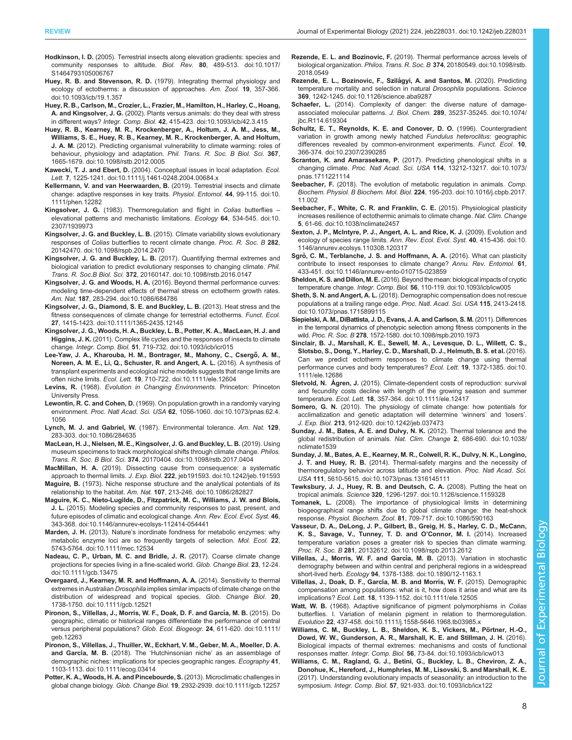**Hodkinson, I. D.** (2005). Terrestrial insects along elevation gradients: species and community responses to altitude. *Biol. Rev.* **80**, 489-513. doi:10.1017/S1464793105006767

**Huey, R. B. and Stevenson, R. D.** (1979). Integrating thermal physiology and ecology of ectotherms: a discussion of approaches. *Am. Zool.* **19**, 357-366. doi:10.1093/icb/19.1.357

**Huey, R. B., Carlson, M., Crozier, L., Frazier, M., Hamilton, H., Harley, C., Hoang, A. and Kingsolver, J. G.** (2002). Plants versus animals: do they deal with stress in different ways? *Integr. Comp. Biol.* **42**, 415-423. doi:10.1093/icb/42.3.415

**Huey, R. B., Kearney, M. R., Krockenberger, A., Holtum, J. A. M., Jess, M., Williams, S. E., Huey, R. B., Kearney, M. R., Krockenberger, A. and Holtum, J. A. M.** (2012). Predicting organismal vulnerability to climate warming: roles of behaviour, physiology and adaptation. *Phil. Trans. R. Soc. B Biol. Sci.* **367**, 1665-1679. doi:10.1098/rstb.2012.0005

**Kawecki, T. J. and Ebert, D.** (2004). Conceptual issues in local adaptation. *Ecol. Lett.* **7**, 1225-1241. doi:10.1111/j.1461-0248.2004.00684.x

**Kellermann, V. and van Heerwaarden, B.** (2019). Terrestrial insects and climate change: adaptive responses in key traits. *Physiol. Entomol.* **44**, 99-115. doi:10.1111/phen.12282

**Kingsolver, J. G.** (1983). Thermoregulation and flight in *Colias* butterflies – elevational patterns and mechanistic limitations. *Ecology* **64**, 534-545. doi:10.2307/1939973

**Kingsolver, J. G. and Buckley, L. B.** (2015). Climate variability slows evolutionary responses of *Colias* butterflies to recent climate change. *Proc. R. Soc. B* **282**, 20142470. doi:10.1098/rspb.2014.2470

**Kingsolver, J. G. and Buckley, L. B.** (2017). Quantifying thermal extremes and biological variation to predict evolutionary responses to changing climate. *Phil. Trans. R. Soc.B Biol. Sci.* **372**, 20160147. doi:10.1098/rstb.2016.0147

**Kingsolver, J. G. and Woods, H. A.** (2016). Beyond thermal performance curves: modeling time-dependent effects of thermal stress on ectotherm growth rates. *Am. Nat.* **187**, 283-294. doi:10.1086/684786

**Kingsolver, J. G., Diamond, S. E. and Buckley, L. B.** (2013). Heat stress and the fitness consequences of climate change for terrestrial ectotherms. *Funct. Ecol.* **27**, 1415-1423. doi:10.1111/1365-2435.12145

**Kingsolver, J. G., Woods, H. A., Buckley, L. B., Potter, K. A., MacLean, H. J. and Higgins, J. K.** (2011). Complex life cycles and the responses of insects to climate change. *Integr. Comp. Biol.* **51**, 719-732. doi:10.1093/icb/icr015

**Lee-Yaw, J. A., Kharouba, H. M., Bontrager, M., Mahony, C., Csergő, A. M., Noreen, A. M. E., Li, Q., Schuster, R. and Angert, A. L.** (2016). A synthesis of transplant experiments and ecological niche models suggests that range limits are often niche limits. *Ecol. Lett.* **19**, 710-722. doi:10.1111/ele.12604

**Levins, R.** (1968). *Evolution in Changing Environments*. Princeton: Princeton University Press.

**Lewontin, R. C. and Cohen, D.** (1969). On population growth in a randomly varying environment. *Proc. Natl Acad. Sci. USA* **62**, 1056-1060. doi:10.1073/pnas.62.4.1056

**Lynch, M. J. and Gabriel, W.** (1987). Environmental tolerance. *Am. Nat.* **129**, 283-303. doi:10.1086/284635

**MacLean, H. J., Nielsen, M. E., Kingsolver, J. G. and Buckley, L. B.** (2019). Using museum specimens to track morphological shifts through climate change. *Philos. Trans. R. Soc. B Biol. Sci.* **374**, 20170404. doi:10.1098/rstb.2017.0404

**MacMillan, H. A.** (2019). Dissecting cause from consequence: a systematic approach to thermal limits. *J. Exp. Biol.* **222**, jeb191593. doi:10.1242/jeb.191593

**Maguire, B.** (1973). Niche response structure and the analytical potentials of its relationship to the habitat. *Am. Nat.* **107**, 213-246. doi:10.1086/282827

**Maguire, K. C., Nieto-Lugilde, D., Fitzpatrick, M. C., Williams, J. W. and Blois, J. L.** (2015). Modeling species and community responses to past, present, and future episodes of climatic and ecological change. *Ann. Rev. Ecol. Evol. Syst.* **46**, 343-368. doi:10.1146/annurev-ecolsys-112414-054441

**Marden, J. H.** (2013). Nature's inordinate fondness for metabolic enzymes: why metabolic enzyme loci are so frequently targets of selection. *Mol. Ecol.* **22**, 5743-5764. doi:10.1111/mec.12534

**Nadeau, C. P., Urban, M. C. and Bridle, J. R.** (2017). Coarse climate change projections for species living in a fine-scaled world. *Glob. Change Biol.* **23**, 12-24. doi:10.1111/gcb.13475

**Overgaard, J., Kearney, M. R. and Hoffmann, A. A.** (2014). Sensitivity to thermal extremes in Australian *Drosophila* implies similar impacts of climate change on the distribution of widespread and tropical species. *Glob. Change Biol.* **20**, 1738-1750. doi:10.1111/gcb.12521

**Pironon, S., Villellas, J., Morris, W. F., Doak, D. F. and García, M. B.** (2015). Do geographic, climatic or historical ranges differentiate the performance of central versus peripheral populations? *Glob. Ecol. Biogeogr.* **24**, 611-620. doi:10.1111/geb.12263

**Pironon, S., Villellas, J., Thuiller, W., Eckhart, V. M., Geber, M. A., Moeller, D. A. and García, M. B.** (2018). The 'Hutchinsonian niche' as an assemblage of demographic niches: implications for species geographic ranges. *Ecography* **41**, 1103-1113. doi:10.1111/ecog.03414

**Potter, K. A., Woods, H. A. and Pincebourde, S.** (2013). Microclimatic challenges in global change biology. *Glob. Change Biol.* **19**, 2932-2939. doi:10.1111/gcb.12257

**Rezende, E. L. and Bozinovic, F.** (2019). Thermal performance across levels of biological organization. *Philos. Trans. R. Soc. B* **374**, 20180549. doi:10.1098/rstb.2018.0549

**Rezende, E. L., Bozinovic, F., Szilágyi, A. and Santos, M.** (2020). Predicting temperature mortality and selection in natural *Drosophila* populations. *Science* **369**, 1242-1245. doi:10.1126/science.aba9287

**Schaefer, L.** (2014). Complexity of danger: the diverse nature of damage-associated molecular patterns. *J. Biol. Chem.* **289**, 35237-35245. doi:10.1074/jbc.R114.619304

**Schultz, E. T., Reynolds, K. E. and Conover, D. O.** (1996). Countergradient variation in growth among newly hatched *Fundulus heteroclitus*: geographic differences revealed by common-environment experiments. *Funct. Ecol.* **10**, 366-374. doi:10.2307/2390285

**Scranton, K. and Amarasekare, P.** (2017). Predicting phenological shifts in a changing climate. *Proc. Natl Acad. Sci. USA* **114**, 13212-13217. doi:10.1073/pnas.1711221114

**Seebacher, F.** (2018). The evolution of metabolic regulation in animals. *Comp. Biochem. Physiol. B Biochem. Mol. Biol.* **224**, 195-203. doi:10.1016/j.cbpb.2017.11.002

**Seebacher, F., White, C. R. and Franklin, C. E.** (2015). Physiological plasticity increases resilience of ectothermic animals to climate change. *Nat. Clim. Change* **5**, 61-66. doi:10.1038/nclimate2457

**Sexton, J. P., McIntyre, P. J., Angert, A. L. and Rice, K. J.** (2009). Evolution and ecology of species range limits. *Ann. Rev. Ecol. Evol. Syst.* **40**, 415-436. doi:10.1146/annurev.ecolsys.110308.120317

**Sgrò, C. M., Terblanche, J. S. and Hoffmann, A. A.** (2016). What can plasticity contribute to insect responses to climate change? *Annu. Rev. Entomol.* **61**, 433-451. doi:10.1146/annurev-ento-010715-023859

**Sheldon, K. S. and Dillon, M. E.** (2016). Beyond the mean: biological impacts of cryptic temperature change. *Integr. Comp. Biol.* **56**, 110-119. doi:10.1093/icb/icw005

**Sheth, S. N. and Angert, A. L.** (2018). Demographic compensation does not rescue populations at a trailing range edge. *Proc. Natl. Acad. Sci. USA* **115**, 2413-2418. doi:10.1073/pnas.1715899115

**Siepielski, A. M., DiBattista, J. D., Evans, J. A. and Carlson, S. M.** (2011). Differences in the temporal dynamics of phenotypic selection among fitness components in the wild. *Proc. R. Soc. B* **278**, 1572-1580. doi:10.1098/rspb.2010.1973

**Sinclair, B. J., Marshall, K. E., Sewell, M. A., Levesque, D. L., Willett, C. S., Slotsbo, S., Dong, Y., Harley, C. D., Marshall, D. J., Helmuth, B. S. et al.** (2016). Can we predict ectotherm responses to climate change using thermal performance curves and body temperatures? *Ecol. Lett.* **19**, 1372-1385. doi:10.1111/ele.12686

**Sletvold, N. Ågren, J.** (2015). Climate-dependent costs of reproduction: survival and fecundity costs decline with length of the growing season and summer temperature. *Ecol. Lett.* **18**, 357-364. doi:10.1111/ele.12417

**Somero, G. N.** (2010). The physiology of climate change: how potentials for acclimatization and genetic adaptation will determine 'winners' and 'losers'. *J. Exp. Biol.* **213**, 912-920. doi:10.1242/jeb.037473

**Sunday, J. M., Bates, A. E. and Dulvy, N. K.** (2012). Thermal tolerance and the global redistribution of animals. *Nat. Clim. Change* **2**, 686-690. doi:10.1038/nclimate1539

**Sunday, J. M., Bates, A. E., Kearney, M. R., Colwell, R. K., Dulvy, N. K., Longino, J. T. and Huey, R. B.** (2014). Thermal-safety margins and the necessity of thermoregulatory behavior across latitude and elevation. *Proc. Natl. Acad. Sci. USA* **111**, 5610-5615. doi:10.1073/pnas.1316145111

**Tewksbury, J. J., Huey, R. B. and Deutsch, C. A.** (2008). Putting the heat on tropical animals. *Science* **320**, 1296-1297. doi:10.1126/science.1159328

**Tomanek, L.** (2008). The importance of physiological limits in determining biogeographical range shifts due to global climate change: the heat-shock response. *Physiol. Biochem. Zool.* **81**, 709-717. doi:10.1086/590163

**Vasseur, D. A., DeLong, J. P., Gilbert, B., Greig, H. S., Harley, C. D., McCann, K. S., Savage, V., Tunney, T. D. and O'Connor, M. I.** (2014). Increased temperature variation poses a greater risk to species than climate warming. *Proc. R. Soc. B* **281**, 20132612. doi:10.1098/rspb.2013.2612

**Villellas, J., Morris, W. F. and García, M. B.** (2013). Variation in stochastic demography between and within central and peripheral regions in a widespread short-lived herb. *Ecology* **94**, 1378-1388. doi:10.1890/12-1163.1

**Villellas, J., Doak, D. F., García, M. B. and Morris, W. F.** (2015). Demographic compensation among populations: what is it, how does it arise and what are its implications? *Ecol. Lett.* **18**, 1139-1152. doi:10.1111/ele.12505

**Watt, W. B.** (1968). Adaptive significance of pigment polymorphisms in *Colias* butterflies. I. Variation of melanin pigment in relation to thermoregulation. *Evolution* **22**, 437-458. doi:10.1111/j.1558-5646.1968.tb03985.x

**Williams, C. M., Buckley, L. B., Sheldon, K. S., Vickers, M., Pörtner, H.-O., Dowd, W. W., Gunderson, A. R., Marshall, K. E. and Stillman, J. H.** (2016). Biological impacts of thermal extremes: mechanisms and costs of functional responses matter. *Integr. Comp. Biol.* **56**, 73-84. doi:10.1093/icb/icw013

**Williams, C. M., Ragland, G. J., Betini, G., Buckley, L. B., Cheviron, Z. A., Donohue, K., Hereford, J., Humphries, M. M., Lisovski, S. and Marshall, K. E.** (2017). Understanding evolutionary impacts of seasonality: an introduction to the symposium. *Integr. Comp. Biol.* **57**, 921-933. doi:10.1093/icb/icx122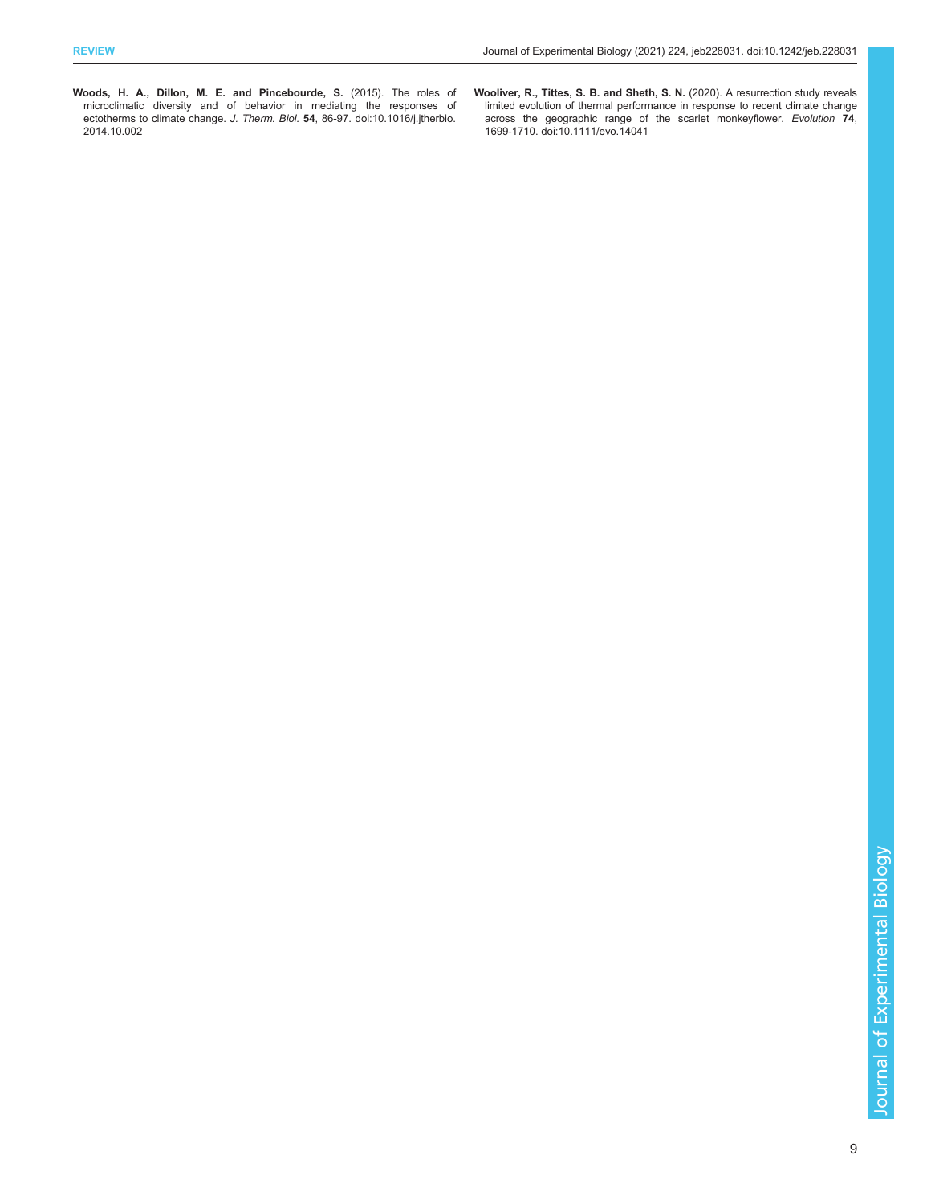**Woods, H. A., Dillon, M. E. and Pincebourde, S.** (2015). The roles of microclimatic diversity and of behavior in mediating the responses of ectotherms to climate change. *J. Therm. Biol.* **54**, 86-97. doi:10.1016/j.jtherbio.2014.10.002

**Wooliver, R., Tittes, S. B. and Sheth, S. N.** (2020). A resurrection study reveals limited evolution of thermal performance in response to recent climate change across the geographic range of the scarlet monkeyflower. *Evolution* **74**, 1699-1710. doi:10.1111/evo.14041